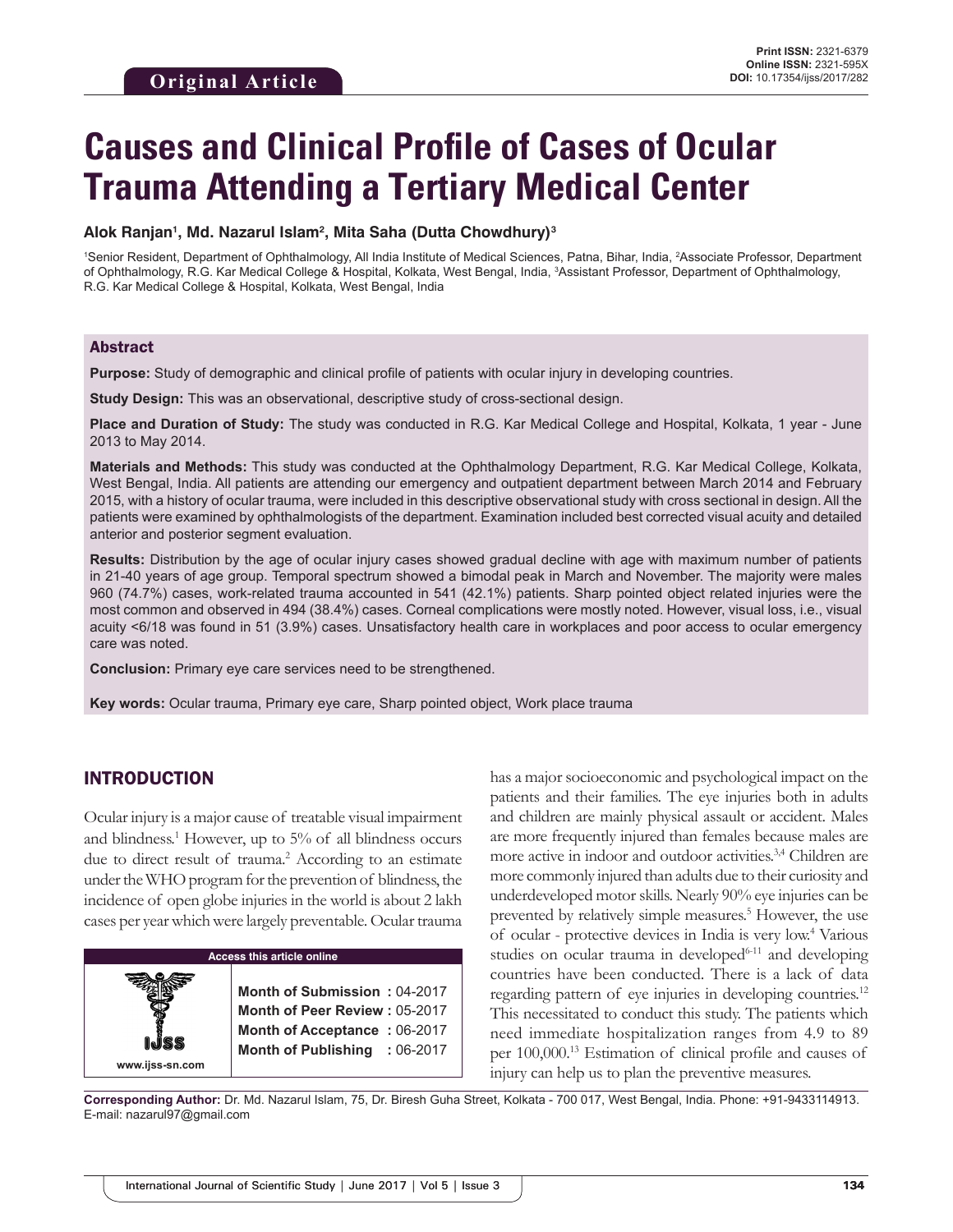Original Article

Print ISSN: 2321-6379
Online ISSN: 2321-595X
DOI: 10.17354/ijss/2017/282

# Causes and Clinical Profile of Cases of Ocular Trauma Attending a Tertiary Medical Center

**Alok Ranjan[1], Md. Nazarul Islam[2], Mita Saha (Dutta Chowdhury)[3]**

[1]Senior Resident, Department of Ophthalmology, All India Institute of Medical Sciences, Patna, Bihar, India, [2]Associate Professor, Department of Ophthalmology, R.G. Kar Medical College & Hospital, Kolkata, West Bengal, India, [3]Assistant Professor, Department of Ophthalmology, R.G. Kar Medical College & Hospital, Kolkata, West Bengal, India

## Abstract

**Purpose:** Study of demographic and clinical profile of patients with ocular injury in developing countries.

**Study Design:** This was an observational, descriptive study of cross-sectional design.

**Place and Duration of Study:** The study was conducted in R.G. Kar Medical College and Hospital, Kolkata, 1 year - June 2013 to May 2014.

**Materials and Methods:** This study was conducted at the Ophthalmology Department, R.G. Kar Medical College, Kolkata, West Bengal, India. All patients are attending our emergency and outpatient department between March 2014 and February 2015, with a history of ocular trauma, were included in this descriptive observational study with cross sectional in design. All the patients were examined by ophthalmologists of the department. Examination included best corrected visual acuity and detailed anterior and posterior segment evaluation.

**Results:** Distribution by the age of ocular injury cases showed gradual decline with age with maximum number of patients in 21-40 years of age group. Temporal spectrum showed a bimodal peak in March and November. The majority were males 960 (74.7%) cases, work-related trauma accounted in 541 (42.1%) patients. Sharp pointed object related injuries were the most common and observed in 494 (38.4%) cases. Corneal complications were mostly noted. However, visual loss, i.e., visual acuity <6/18 was found in 51 (3.9%) cases. Unsatisfactory health care in workplaces and poor access to ocular emergency care was noted.

**Conclusion:** Primary eye care services need to be strengthened.

**Key words:** Ocular trauma, Primary eye care, Sharp pointed object, Work place trauma

## INTRODUCTION

Ocular injury is a major cause of treatable visual impairment and blindness.[1] However, up to 5% of all blindness occurs due to direct result of trauma.[2] According to an estimate under the WHO program for the prevention of blindness, the incidence of open globe injuries in the world is about 2 lakh cases per year which were largely preventable. Ocular trauma has a major socioeconomic and psychological impact on the patients and their families. The eye injuries both in adults and children are mainly physical assault or accident. Males are more frequently injured than females because males are more active in indoor and outdoor activities.[3,4] Children are more commonly injured than adults due to their curiosity and underdeveloped motor skills. Nearly 90% eye injuries can be prevented by relatively simple measures.[5] However, the use of ocular - protective devices in India is very low.[4] Various studies on ocular trauma in developed[6-11] and developing countries have been conducted. There is a lack of data regarding pattern of eye injuries in developing countries.[12] This necessitated to conduct this study. The patients which need immediate hospitalization ranges from 4.9 to 89 per 100,000.[13] Estimation of clinical profile and causes of injury can help us to plan the preventive measures.

| Access this article online | |
|---|---|
| www.ijss-sn.com | **Month of Submission :** 04-2017<br>**Month of Peer Review :** 05-2017<br>**Month of Acceptance :** 06-2017<br>**Month of Publishing :** 06-2017 |

**Corresponding Author:** Dr. Md. Nazarul Islam, 75, Dr. Biresh Guha Street, Kolkata - 700 017, West Bengal, India. Phone: +91-9433114913. E-mail: nazarul97@gmail.com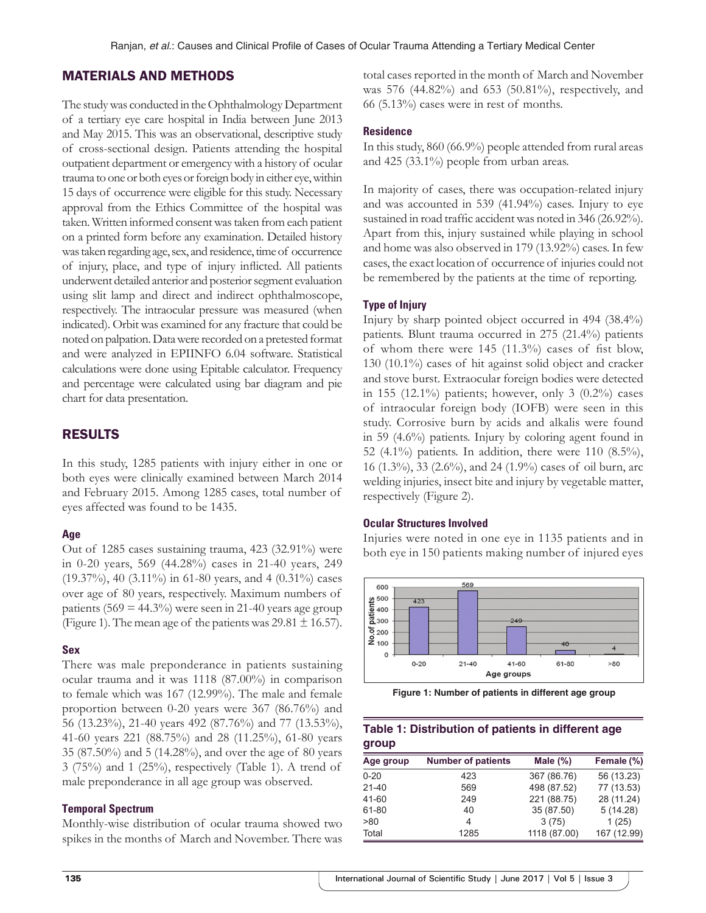## MATERIALS AND METHODS

The study was conducted in the Ophthalmology Department of a tertiary eye care hospital in India between June 2013 and May 2015. This was an observational, descriptive study of cross-sectional design. Patients attending the hospital outpatient department or emergency with a history of ocular trauma to one or both eyes or foreign body in either eye, within 15 days of occurrence were eligible for this study. Necessary approval from the Ethics Committee of the hospital was taken. Written informed consent was taken from each patient on a printed form before any examination. Detailed history was taken regarding age, sex, and residence, time of occurrence of injury, place, and type of injury inflicted. All patients underwent detailed anterior and posterior segment evaluation using slit lamp and direct and indirect ophthalmoscope, respectively. The intraocular pressure was measured (when indicated). Orbit was examined for any fracture that could be noted on palpation. Data were recorded on a pretested format and were analyzed in EPIINFO 6.04 software. Statistical calculations were done using Epitable calculator. Frequency and percentage were calculated using bar diagram and pie chart for data presentation.

## RESULTS

In this study, 1285 patients with injury either in one or both eyes were clinically examined between March 2014 and February 2015. Among 1285 cases, total number of eyes affected was found to be 1435.

### Age

Out of 1285 cases sustaining trauma, 423 (32.91%) were in 0-20 years, 569 (44.28%) cases in 21-40 years, 249 (19.37%), 40 (3.11%) in 61-80 years, and 4 (0.31%) cases over age of 80 years, respectively. Maximum numbers of patients (569 = 44.3%) were seen in 21-40 years age group (Figure 1). The mean age of the patients was 29.81 ± 16.57).

### Sex

There was male preponderance in patients sustaining ocular trauma and it was 1118 (87.00%) in comparison to female which was 167 (12.99%). The male and female proportion between 0-20 years were 367 (86.76%) and 56 (13.23%), 21-40 years 492 (87.76%) and 77 (13.53%), 41-60 years 221 (88.75%) and 28 (11.25%), 61-80 years 35 (87.50%) and 5 (14.28%), and over the age of 80 years 3 (75%) and 1 (25%), respectively (Table 1). A trend of male preponderance in all age group was observed.

### Temporal Spectrum

Monthly-wise distribution of ocular trauma showed two spikes in the months of March and November. There was total cases reported in the month of March and November was 576 (44.82%) and 653 (50.81%), respectively, and 66 (5.13%) cases were in rest of months.

### Residence

In this study, 860 (66.9%) people attended from rural areas and 425 (33.1%) people from urban areas.

In majority of cases, there was occupation-related injury and was accounted in 539 (41.94%) cases. Injury to eye sustained in road traffic accident was noted in 346 (26.92%). Apart from this, injury sustained while playing in school and home was also observed in 179 (13.92%) cases. In few cases, the exact location of occurrence of injuries could not be remembered by the patients at the time of reporting.

### Type of Injury

Injury by sharp pointed object occurred in 494 (38.4%) patients. Blunt trauma occurred in 275 (21.4%) patients of whom there were 145 (11.3%) cases of fist blow, 130 (10.1%) cases of hit against solid object and cracker and stove burst. Extraocular foreign bodies were detected in 155 (12.1%) patients; however, only 3 (0.2%) cases of intraocular foreign body (IOFB) were seen in this study. Corrosive burn by acids and alkalis were found in 59 (4.6%) patients. Injury by coloring agent found in 52 (4.1%) patients. In addition, there were 110 (8.5%), 16 (1.3%), 33 (2.6%), and 24 (1.9%) cases of oil burn, arc welding injuries, insect bite and injury by vegetable matter, respectively (Figure 2).

### Ocular Structures Involved

Injuries were noted in one eye in 1135 patients and in both eye in 150 patients making number of injured eyes

Figure 1: Number of patients in different age group

**Table 1: Distribution of patients in different age group**

| Age group | Number of patients | Male (%) | Female (%) |
|---|---|---|---|
| 0-20 | 423 | 367 (86.76) | 56 (13.23) |
| 21-40 | 569 | 498 (87.52) | 77 (13.53) |
| 41-60 | 249 | 221 (88.75) | 28 (11.24) |
| 61-80 | 40 | 35 (87.50) | 5 (14.28) |
| >80 | 4 | 3 (75) | 1 (25) |
| Total | 1285 | 1118 (87.00) | 167 (12.99) |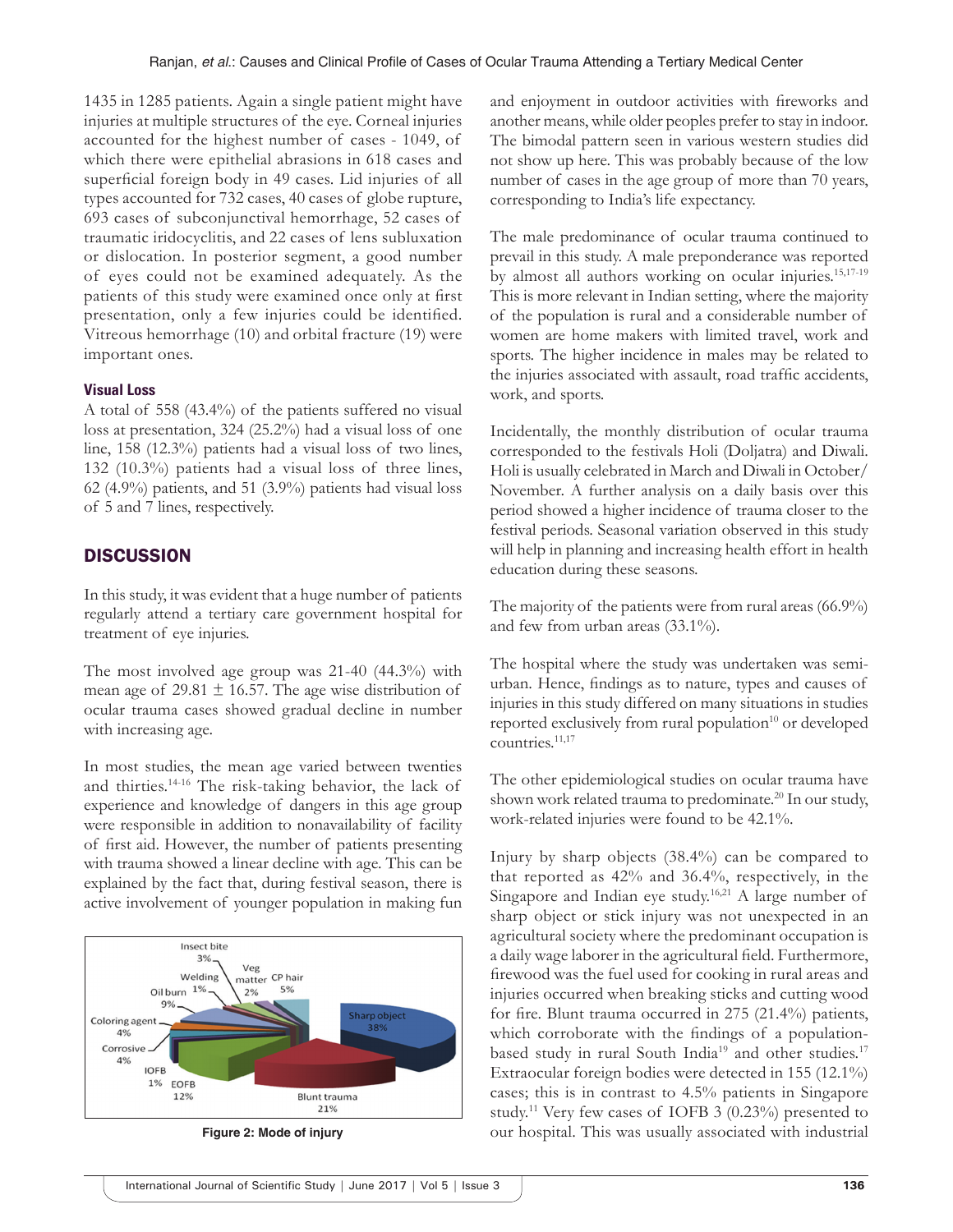1435 in 1285 patients. Again a single patient might have injuries at multiple structures of the eye. Corneal injuries accounted for the highest number of cases - 1049, of which there were epithelial abrasions in 618 cases and superficial foreign body in 49 cases. Lid injuries of all types accounted for 732 cases, 40 cases of globe rupture, 693 cases of subconjunctival hemorrhage, 52 cases of traumatic iridocyclitis, and 22 cases of lens subluxation or dislocation. In posterior segment, a good number of eyes could not be examined adequately. As the patients of this study were examined once only at first presentation, only a few injuries could be identified. Vitreous hemorrhage (10) and orbital fracture (19) were important ones.

### Visual Loss

A total of 558 (43.4%) of the patients suffered no visual loss at presentation, 324 (25.2%) had a visual loss of one line, 158 (12.3%) patients had a visual loss of two lines, 132 (10.3%) patients had a visual loss of three lines, 62 (4.9%) patients, and 51 (3.9%) patients had visual loss of 5 and 7 lines, respectively.

## DISCUSSION

In this study, it was evident that a huge number of patients regularly attend a tertiary care government hospital for treatment of eye injuries.

The most involved age group was 21-40 (44.3%) with mean age of 29.81 ± 16.57. The age wise distribution of ocular trauma cases showed gradual decline in number with increasing age.

In most studies, the mean age varied between twenties and thirties.[14-16] The risk-taking behavior, the lack of experience and knowledge of dangers in this age group were responsible in addition to nonavailability of facility of first aid. However, the number of patients presenting with trauma showed a linear decline with age. This can be explained by the fact that, during festival season, there is active involvement of younger population in making fun and enjoyment in outdoor activities with fireworks and another means, while older peoples prefer to stay in indoor. The bimodal pattern seen in various western studies did not show up here. This was probably because of the low number of cases in the age group of more than 70 years, corresponding to India's life expectancy.

Figure 2: Mode of injury

The male predominance of ocular trauma continued to prevail in this study. A male preponderance was reported by almost all authors working on ocular injuries.[15,17-19] This is more relevant in Indian setting, where the majority of the population is rural and a considerable number of women are home makers with limited travel, work and sports. The higher incidence in males may be related to the injuries associated with assault, road traffic accidents, work, and sports.

Incidentally, the monthly distribution of ocular trauma corresponded to the festivals Holi (Doljatra) and Diwali. Holi is usually celebrated in March and Diwali in October/November. A further analysis on a daily basis over this period showed a higher incidence of trauma closer to the festival periods. Seasonal variation observed in this study will help in planning and increasing health effort in health education during these seasons.

The majority of the patients were from rural areas (66.9%) and few from urban areas (33.1%).

The hospital where the study was undertaken was semi-urban. Hence, findings as to nature, types and causes of injuries in this study differed on many situations in studies reported exclusively from rural population[10] or developed countries.[11,17]

The other epidemiological studies on ocular trauma have shown work related trauma to predominate.[20] In our study, work-related injuries were found to be 42.1%.

Injury by sharp objects (38.4%) can be compared to that reported as 42% and 36.4%, respectively, in the Singapore and Indian eye study.[16,21] A large number of sharp object or stick injury was not unexpected in an agricultural society where the predominant occupation is a daily wage laborer in the agricultural field. Furthermore, firewood was the fuel used for cooking in rural areas and injuries occurred when breaking sticks and cutting wood for fire. Blunt trauma occurred in 275 (21.4%) patients, which corroborate with the findings of a population-based study in rural South India[19] and other studies.[17] Extraocular foreign bodies were detected in 155 (12.1%) cases; this is in contrast to 4.5% patients in Singapore study.[11] Very few cases of IOFB 3 (0.23%) presented to our hospital. This was usually associated with industrial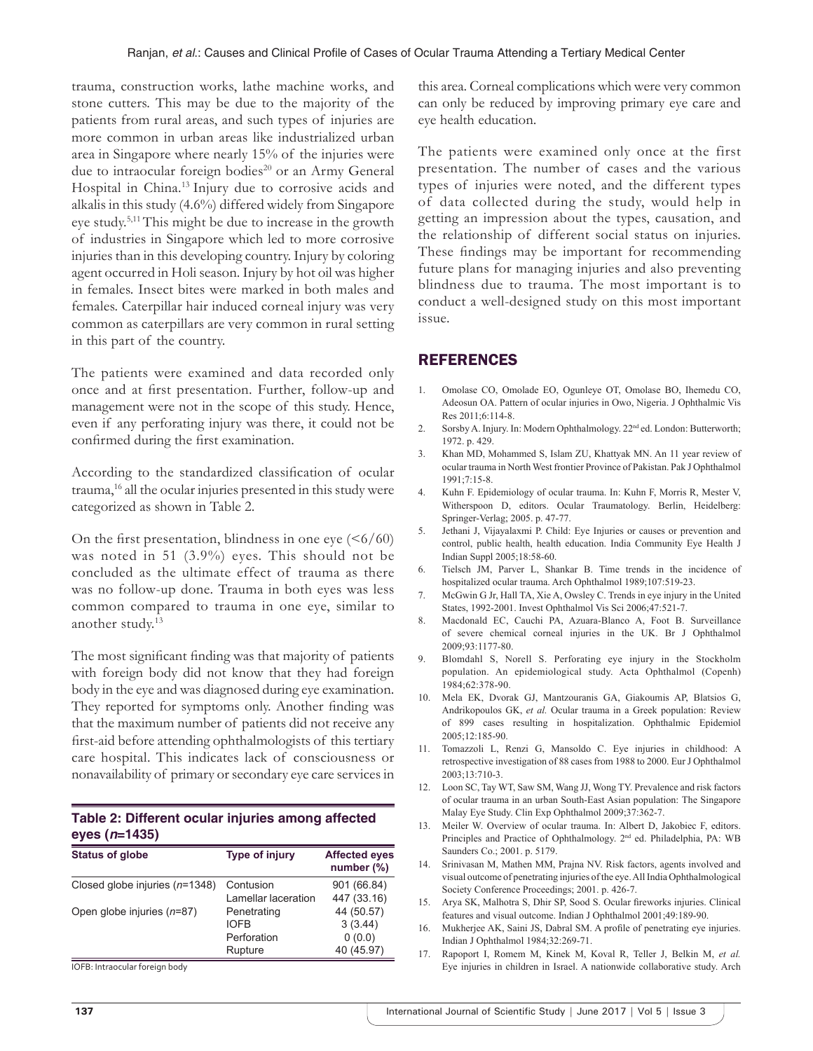trauma, construction works, lathe machine works, and stone cutters. This may be due to the majority of the patients from rural areas, and such types of injuries are more common in urban areas like industrialized urban area in Singapore where nearly 15% of the injuries were due to intraocular foreign bodies[20] or an Army General Hospital in China.[13] Injury due to corrosive acids and alkalis in this study (4.6%) differed widely from Singapore eye study.[5,11] This might be due to increase in the growth of industries in Singapore which led to more corrosive injuries than in this developing country. Injury by coloring agent occurred in Holi season. Injury by hot oil was higher in females. Insect bites were marked in both males and females. Caterpillar hair induced corneal injury was very common as caterpillars are very common in rural setting in this part of the country.

The patients were examined and data recorded only once and at first presentation. Further, follow-up and management were not in the scope of this study. Hence, even if any perforating injury was there, it could not be confirmed during the first examination.

According to the standardized classification of ocular trauma,[16] all the ocular injuries presented in this study were categorized as shown in Table 2.

On the first presentation, blindness in one eye (<6/60) was noted in 51 (3.9%) eyes. This should not be concluded as the ultimate effect of trauma as there was no follow-up done. Trauma in both eyes was less common compared to trauma in one eye, similar to another study.[13]

The most significant finding was that majority of patients with foreign body did not know that they had foreign body in the eye and was diagnosed during eye examination. They reported for symptoms only. Another finding was that the maximum number of patients did not receive any first-aid before attending ophthalmologists of this tertiary care hospital. This indicates lack of consciousness or nonavailability of primary or secondary eye care services in this area. Corneal complications which were very common can only be reduced by improving primary eye care and eye health education.

**Table 2: Different ocular injuries among affected eyes (*n*=1435)**

| Status of globe | Type of injury | Affected eyes number (%) |
|---|---|---|
| Closed globe injuries (*n*=1348) | Contusion | 901 (66.84) |
| | Lamellar laceration | 447 (33.16) |
| Open globe injuries (*n*=87) | Penetrating | 44 (50.57) |
| | IOFB | 3 (3.44) |
| | Perforation | 0 (0.0) |
| | Rupture | 40 (45.97) |

IOFB: Intraocular foreign body

The patients were examined only once at the first presentation. The number of cases and the various types of injuries were noted, and the different types of data collected during the study, would help in getting an impression about the types, causation, and the relationship of different social status on injuries. These findings may be important for recommending future plans for managing injuries and also preventing blindness due to trauma. The most important is to conduct a well-designed study on this most important issue.

## REFERENCES

1. Omolase CO, Omolade EO, Ogunleye OT, Omolase BO, Ihemedu CO, Adeosun OA. Pattern of ocular injuries in Owo, Nigeria. J Ophthalmic Vis Res 2011;6:114-8.
2. Sorsby A. Injury. In: Modern Ophthalmology. 22nd ed. London: Butterworth; 1972. p. 429.
3. Khan MD, Mohammed S, Islam ZU, Khattyak MN. An 11 year review of ocular trauma in North West frontier Province of Pakistan. Pak J Ophthalmol 1991;7:15-8.
4. Kuhn F. Epidemiology of ocular trauma. In: Kuhn F, Morris R, Mester V, Witherspoon D, editors. Ocular Traumatology. Berlin, Heidelberg: Springer-Verlag; 2005. p. 47-77.
5. Jethani J, Vijayalaxmi P. Child: Eye Injuries or causes or prevention and control, public health, health education. India Community Eye Health J Indian Suppl 2005;18:58-60.
6. Tielsch JM, Parver L, Shankar B. Time trends in the incidence of hospitalized ocular trauma. Arch Ophthalmol 1989;107:519-23.
7. McGwin G Jr, Hall TA, Xie A, Owsley C. Trends in eye injury in the United States, 1992-2001. Invest Ophthalmol Vis Sci 2006;47:521-7.
8. Macdonald EC, Cauchi PA, Azuara-Blanco A, Foot B. Surveillance of severe chemical corneal injuries in the UK. Br J Ophthalmol 2009;93:1177-80.
9. Blomdahl S, Norell S. Perforating eye injury in the Stockholm population. An epidemiological study. Acta Ophthalmol (Copenh) 1984;62:378-90.
10. Mela EK, Dvorak GJ, Mantzouranis GA, Giakoumis AP, Blatsios G, Andrikopoulos GK, *et al.* Ocular trauma in a Greek population: Review of 899 cases resulting in hospitalization. Ophthalmic Epidemiol 2005;12:185-90.
11. Tomazzoli L, Renzi G, Mansoldo C. Eye injuries in childhood: A retrospective investigation of 88 cases from 1988 to 2000. Eur J Ophthalmol 2003;13:710-3.
12. Loon SC, Tay WT, Saw SM, Wang JJ, Wong TY. Prevalence and risk factors of ocular trauma in an urban South-East Asian population: The Singapore Malay Eye Study. Clin Exp Ophthalmol 2009;37:362-7.
13. Meiler W. Overview of ocular trauma. In: Albert D, Jakobiec F, editors. Principles and Practice of Ophthalmology. 2nd ed. Philadelphia, PA: WB Saunders Co.; 2001. p. 5179.
14. Srinivasan M, Mathen MM, Prajna NV. Risk factors, agents involved and visual outcome of penetrating injuries of the eye. All India Ophthalmological Society Conference Proceedings; 2001. p. 426-7.
15. Arya SK, Malhotra S, Dhir SP, Sood S. Ocular fireworks injuries. Clinical features and visual outcome. Indian J Ophthalmol 2001;49:189-90.
16. Mukherjee AK, Saini JS, Dabral SM. A profile of penetrating eye injuries. Indian J Ophthalmol 1984;32:269-71.
17. Rapoport I, Romem M, Kinek M, Koval R, Teller J, Belkin M, *et al.* Eye injuries in children in Israel. A nationwide collaborative study. Arch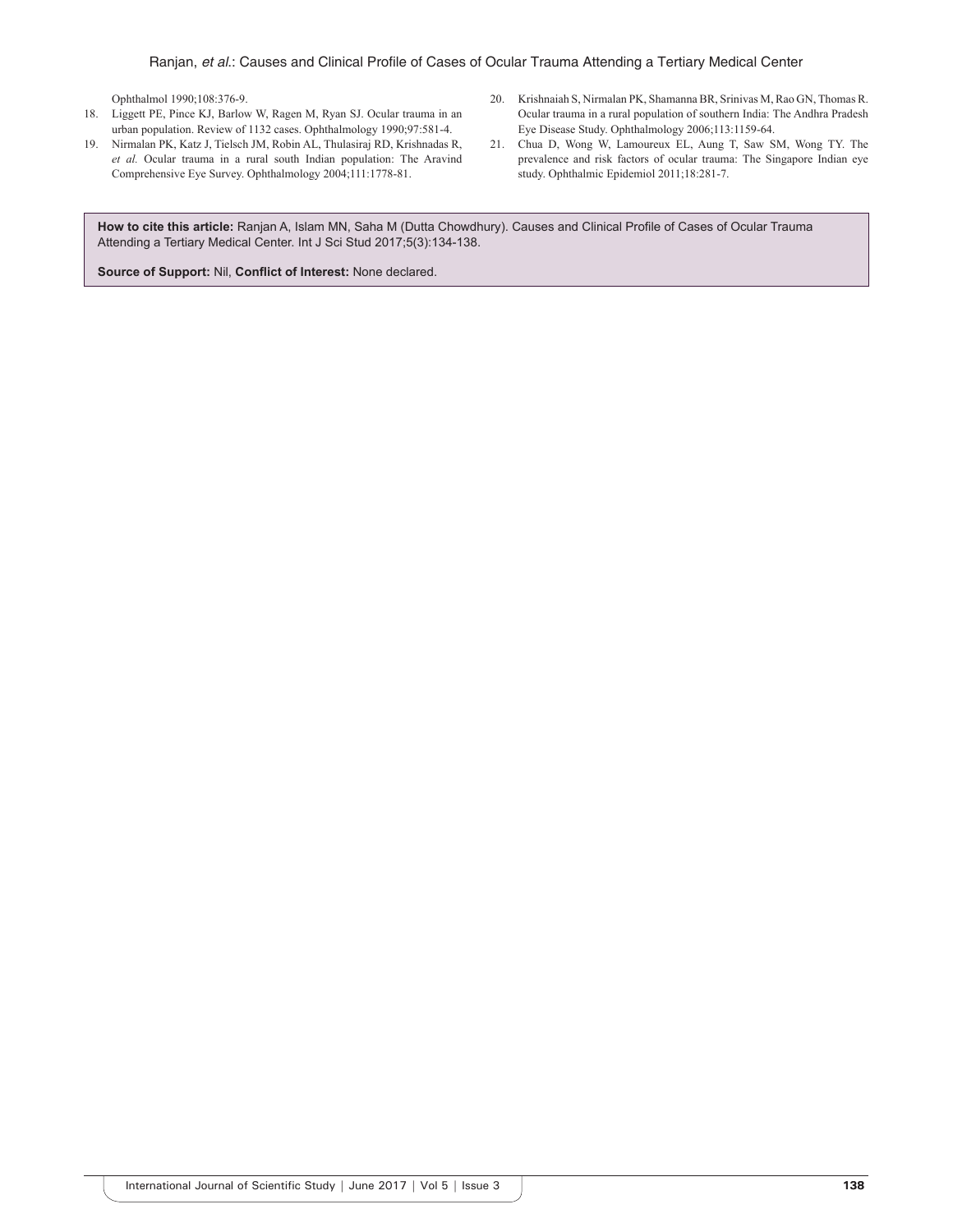Ophthalmol 1990;108:376-9.

18. Liggett PE, Pince KJ, Barlow W, Ragen M, Ryan SJ. Ocular trauma in an urban population. Review of 1132 cases. Ophthalmology 1990;97:581-4.
19. Nirmalan PK, Katz J, Tielsch JM, Robin AL, Thulasiraj RD, Krishnadas R, *et al.* Ocular trauma in a rural south Indian population: The Aravind Comprehensive Eye Survey. Ophthalmology 2004;111:1778-81.
20. Krishnaiah S, Nirmalan PK, Shamanna BR, Srinivas M, Rao GN, Thomas R. Ocular trauma in a rural population of southern India: The Andhra Pradesh Eye Disease Study. Ophthalmology 2006;113:1159-64.
21. Chua D, Wong W, Lamoureux EL, Aung T, Saw SM, Wong TY. The prevalence and risk factors of ocular trauma: The Singapore Indian eye study. Ophthalmic Epidemiol 2011;18:281-7.

**How to cite this article:** Ranjan A, Islam MN, Saha M (Dutta Chowdhury). Causes and Clinical Profile of Cases of Ocular Trauma Attending a Tertiary Medical Center. Int J Sci Stud 2017;5(3):134-138.

**Source of Support:** Nil, **Conflict of Interest:** None declared.